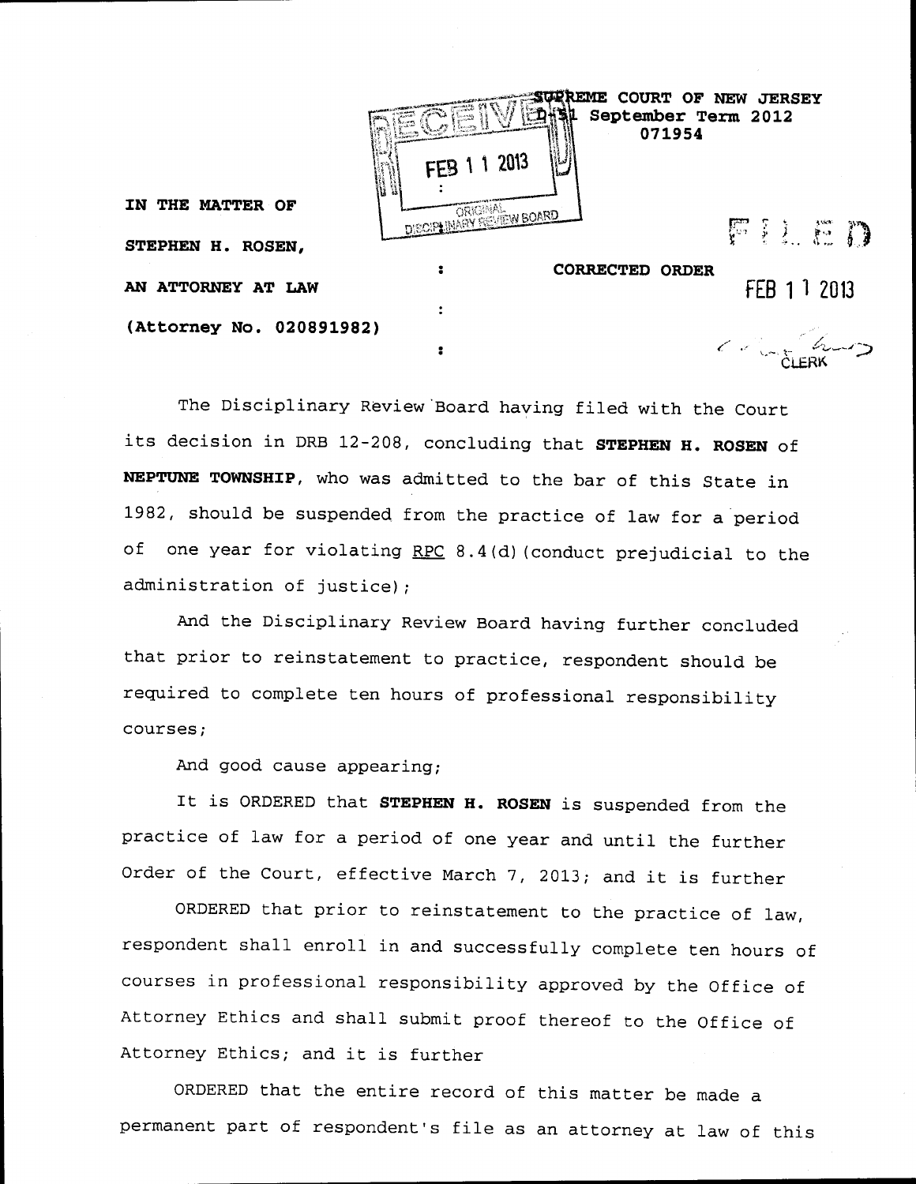SUPREME COURT OF NEW JERSEY
D-51 September Term 2012
071954

RECEIVED
FEB 11 2013
ORIGINAL
DISCIPLINARY REVIEW BOARD

IN THE MATTER OF

STEPHEN H. ROSEN,

AN ATTORNEY AT LAW

(Attorney No. 020891982)

: CORRECTED ORDER

FILED
FEB 11 2013
CLERK

The Disciplinary Review Board having filed with the Court its decision in DRB 12-208, concluding that **STEPHEN H. ROSEN** of **NEPTUNE TOWNSHIP**, who was admitted to the bar of this State in 1982, should be suspended from the practice of law for a period of one year for violating RPC 8.4(d)(conduct prejudicial to the administration of justice);

And the Disciplinary Review Board having further concluded that prior to reinstatement to practice, respondent should be required to complete ten hours of professional responsibility courses;

And good cause appearing;

It is ORDERED that **STEPHEN H. ROSEN** is suspended from the practice of law for a period of one year and until the further Order of the Court, effective March 7, 2013; and it is further

ORDERED that prior to reinstatement to the practice of law, respondent shall enroll in and successfully complete ten hours of courses in professional responsibility approved by the Office of Attorney Ethics and shall submit proof thereof to the Office of Attorney Ethics; and it is further

ORDERED that the entire record of this matter be made a permanent part of respondent's file as an attorney at law of this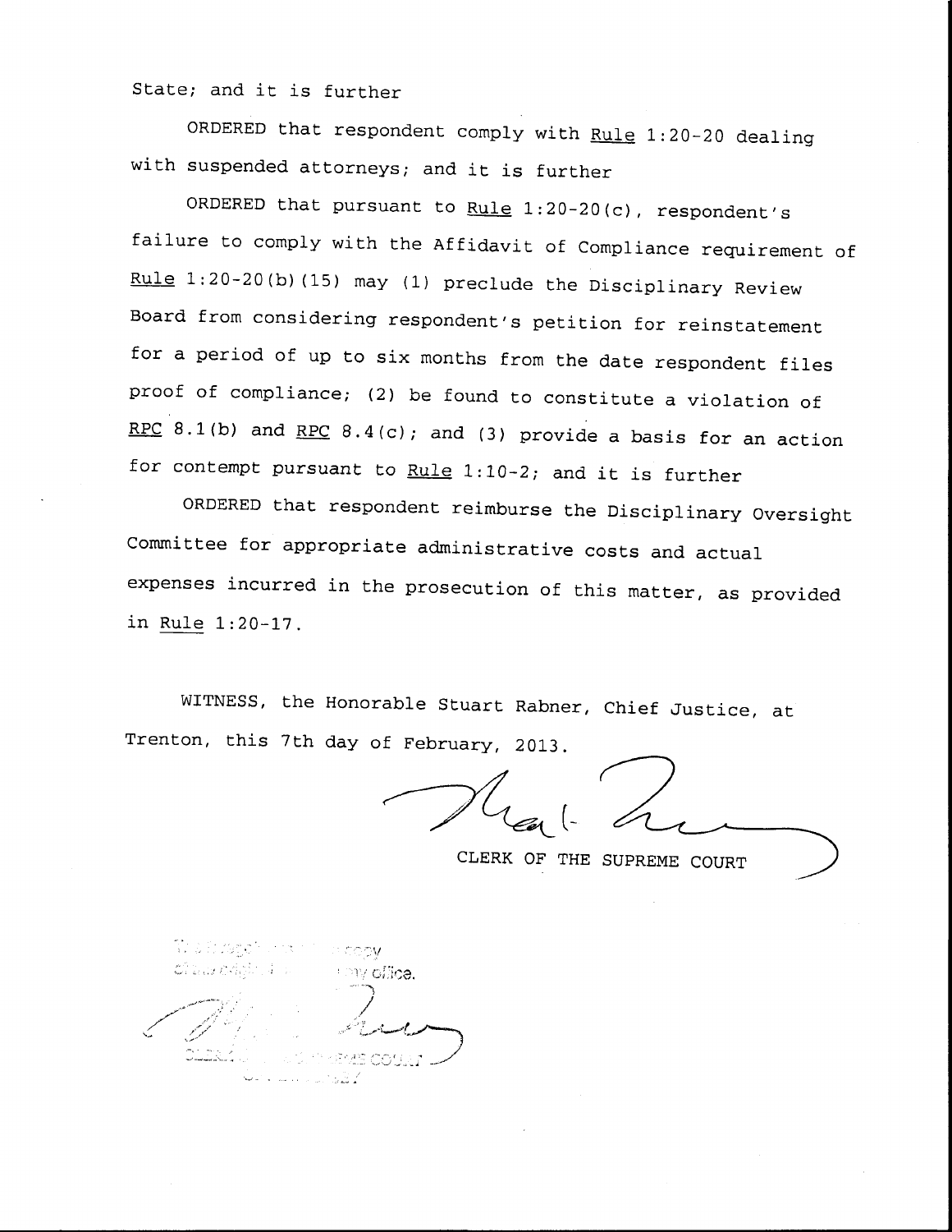State; and it is further

ORDERED that respondent comply with Rule 1:20-20 dealing with suspended attorneys; and it is further

ORDERED that pursuant to Rule 1:20-20(c), respondent's failure to comply with the Affidavit of Compliance requirement of Rule 1:20-20(b)(15) may (1) preclude the Disciplinary Review Board from considering respondent's petition for reinstatement for a period of up to six months from the date respondent files proof of compliance; (2) be found to constitute a violation of RPC 8.1(b) and RPC 8.4(c); and (3) provide a basis for an action for contempt pursuant to Rule 1:10-2; and it is further

ORDERED that respondent reimburse the Disciplinary Oversight Committee for appropriate administrative costs and actual expenses incurred in the prosecution of this matter, as provided in Rule 1:20-17.

WITNESS, the Honorable Stuart Rabner, Chief Justice, at Trenton, this 7th day of February, 2013.

CLERK OF THE SUPREME COURT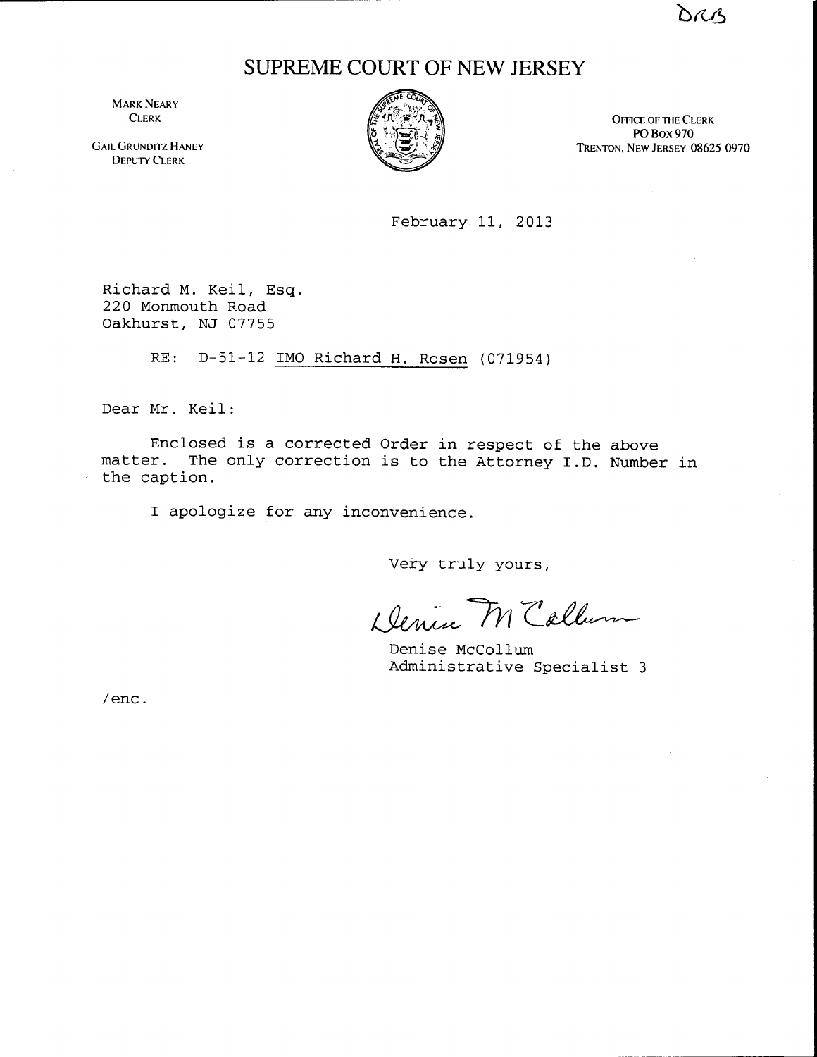DRB

# SUPREME COURT OF NEW JERSEY

MARK NEARY
CLERK

GAIL GRUNDITZ HANEY
DEPUTY CLERK

OFFICE OF THE CLERK
PO BOX 970
TRENTON, NEW JERSEY 08625-0970

February 11, 2013

Richard M. Keil, Esq.
220 Monmouth Road
Oakhurst, NJ 07755

RE: D-51-12 IMO Richard H. Rosen (071954)

Dear Mr. Keil:

Enclosed is a corrected Order in respect of the above matter. The only correction is to the Attorney I.D. Number in the caption.

I apologize for any inconvenience.

Very truly yours,

Denise McCollum

Denise McCollum
Administrative Specialist 3

/enc.